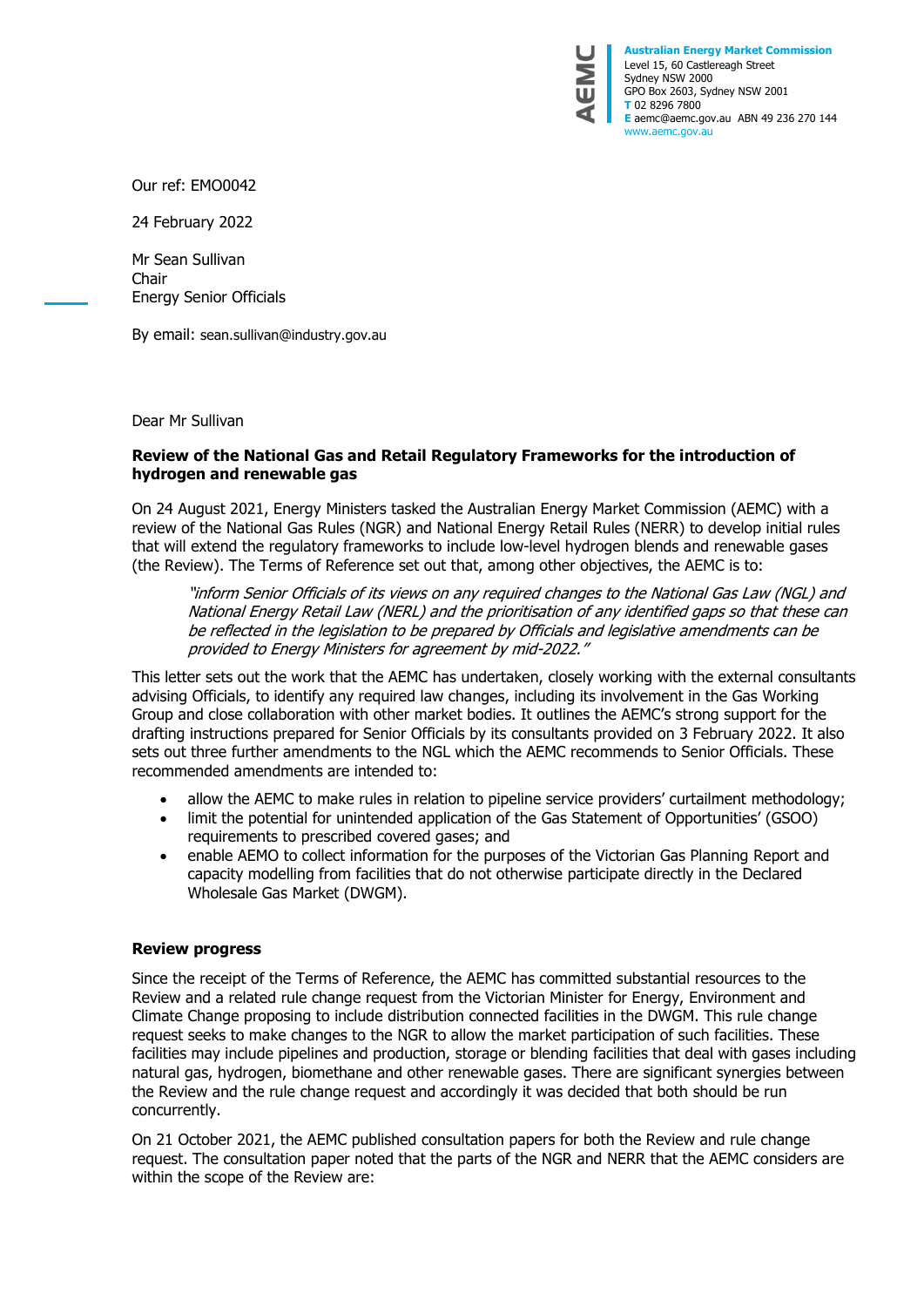Australian Energy Market Commission
Level 15, 60 Castlereagh Street
Sydney NSW 2000
GPO Box 2603, Sydney NSW 2001
T 02 8296 7800
E aemc@aemc.gov.au ABN 49 236 270 144
www.aemc.gov.au

Our ref: EMO0042

24 February 2022

Mr Sean Sullivan
Chair
Energy Senior Officials

By email: sean.sullivan@industry.gov.au

Dear Mr Sullivan

**Review of the National Gas and Retail Regulatory Frameworks for the introduction of hydrogen and renewable gas**

On 24 August 2021, Energy Ministers tasked the Australian Energy Market Commission (AEMC) with a review of the National Gas Rules (NGR) and National Energy Retail Rules (NERR) to develop initial rules that will extend the regulatory frameworks to include low-level hydrogen blends and renewable gases (the Review). The Terms of Reference set out that, among other objectives, the AEMC is to:

> *"inform Senior Officials of its views on any required changes to the National Gas Law (NGL) and National Energy Retail Law (NERL) and the prioritisation of any identified gaps so that these can be reflected in the legislation to be prepared by Officials and legislative amendments can be provided to Energy Ministers for agreement by mid-2022."*

This letter sets out the work that the AEMC has undertaken, closely working with the external consultants advising Officials, to identify any required law changes, including its involvement in the Gas Working Group and close collaboration with other market bodies. It outlines the AEMC's strong support for the drafting instructions prepared for Senior Officials by its consultants provided on 3 February 2022. It also sets out three further amendments to the NGL which the AEMC recommends to Senior Officials. These recommended amendments are intended to:

- allow the AEMC to make rules in relation to pipeline service providers' curtailment methodology;
- limit the potential for unintended application of the Gas Statement of Opportunities' (GSOO) requirements to prescribed covered gases; and
- enable AEMO to collect information for the purposes of the Victorian Gas Planning Report and capacity modelling from facilities that do not otherwise participate directly in the Declared Wholesale Gas Market (DWGM).

**Review progress**

Since the receipt of the Terms of Reference, the AEMC has committed substantial resources to the Review and a related rule change request from the Victorian Minister for Energy, Environment and Climate Change proposing to include distribution connected facilities in the DWGM. This rule change request seeks to make changes to the NGR to allow the market participation of such facilities. These facilities may include pipelines and production, storage or blending facilities that deal with gases including natural gas, hydrogen, biomethane and other renewable gases. There are significant synergies between the Review and the rule change request and accordingly it was decided that both should be run concurrently.

On 21 October 2021, the AEMC published consultation papers for both the Review and rule change request. The consultation paper noted that the parts of the NGR and NERR that the AEMC considers are within the scope of the Review are: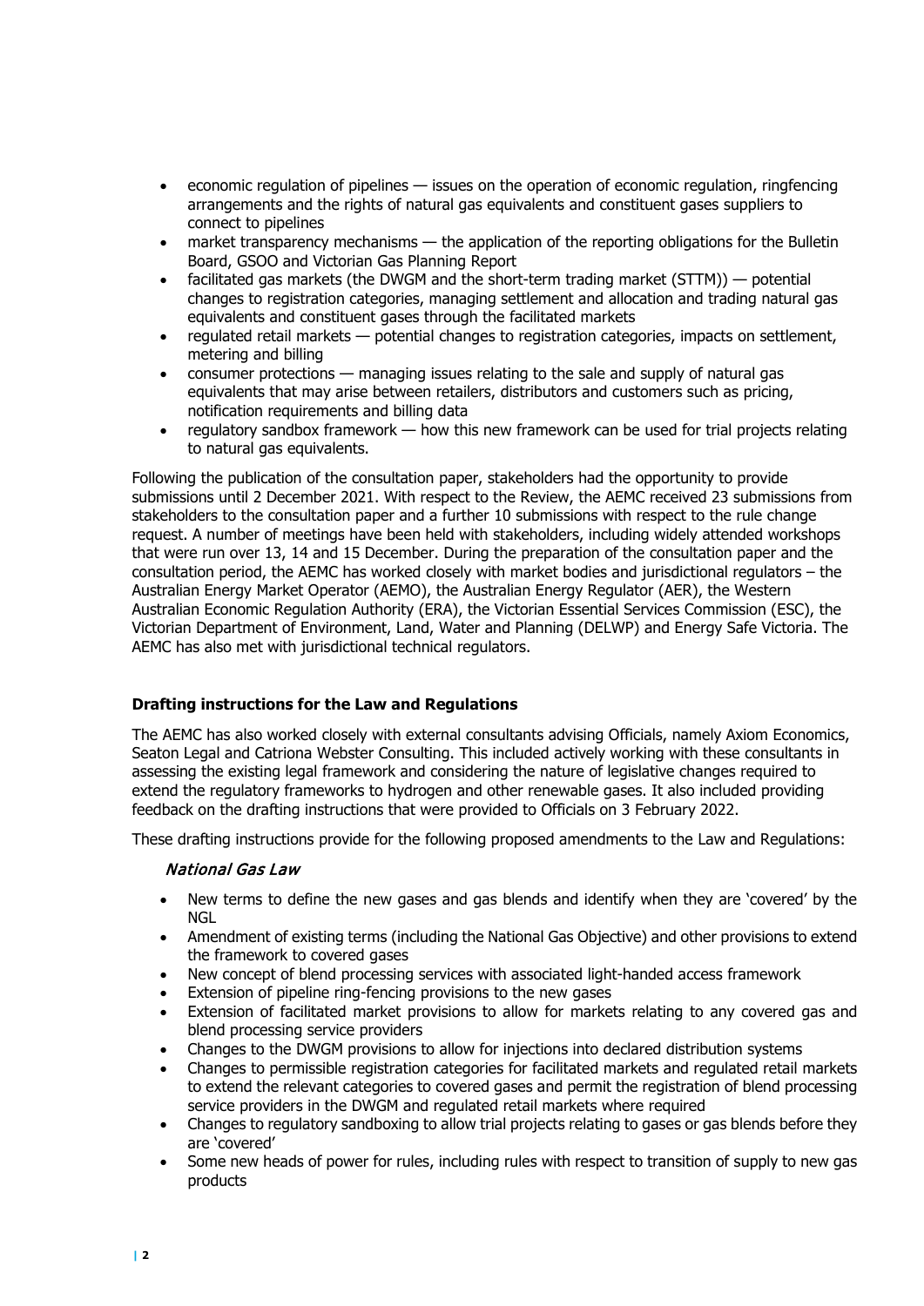- economic regulation of pipelines — issues on the operation of economic regulation, ringfencing arrangements and the rights of natural gas equivalents and constituent gases suppliers to connect to pipelines
- market transparency mechanisms — the application of the reporting obligations for the Bulletin Board, GSOO and Victorian Gas Planning Report
- facilitated gas markets (the DWGM and the short-term trading market (STTM)) — potential changes to registration categories, managing settlement and allocation and trading natural gas equivalents and constituent gases through the facilitated markets
- regulated retail markets — potential changes to registration categories, impacts on settlement, metering and billing
- consumer protections — managing issues relating to the sale and supply of natural gas equivalents that may arise between retailers, distributors and customers such as pricing, notification requirements and billing data
- regulatory sandbox framework — how this new framework can be used for trial projects relating to natural gas equivalents.

Following the publication of the consultation paper, stakeholders had the opportunity to provide submissions until 2 December 2021. With respect to the Review, the AEMC received 23 submissions from stakeholders to the consultation paper and a further 10 submissions with respect to the rule change request. A number of meetings have been held with stakeholders, including widely attended workshops that were run over 13, 14 and 15 December. During the preparation of the consultation paper and the consultation period, the AEMC has worked closely with market bodies and jurisdictional regulators – the Australian Energy Market Operator (AEMO), the Australian Energy Regulator (AER), the Western Australian Economic Regulation Authority (ERA), the Victorian Essential Services Commission (ESC), the Victorian Department of Environment, Land, Water and Planning (DELWP) and Energy Safe Victoria. The AEMC has also met with jurisdictional technical regulators.

**Drafting instructions for the Law and Regulations**

The AEMC has also worked closely with external consultants advising Officials, namely Axiom Economics, Seaton Legal and Catriona Webster Consulting. This included actively working with these consultants in assessing the existing legal framework and considering the nature of legislative changes required to extend the regulatory frameworks to hydrogen and other renewable gases. It also included providing feedback on the drafting instructions that were provided to Officials on 3 February 2022.

These drafting instructions provide for the following proposed amendments to the Law and Regulations:

*National Gas Law*

- New terms to define the new gases and gas blends and identify when they are 'covered' by the NGL
- Amendment of existing terms (including the National Gas Objective) and other provisions to extend the framework to covered gases
- New concept of blend processing services with associated light-handed access framework
- Extension of pipeline ring-fencing provisions to the new gases
- Extension of facilitated market provisions to allow for markets relating to any covered gas and blend processing service providers
- Changes to the DWGM provisions to allow for injections into declared distribution systems
- Changes to permissible registration categories for facilitated markets and regulated retail markets to extend the relevant categories to covered gases and permit the registration of blend processing service providers in the DWGM and regulated retail markets where required
- Changes to regulatory sandboxing to allow trial projects relating to gases or gas blends before they are 'covered'
- Some new heads of power for rules, including rules with respect to transition of supply to new gas products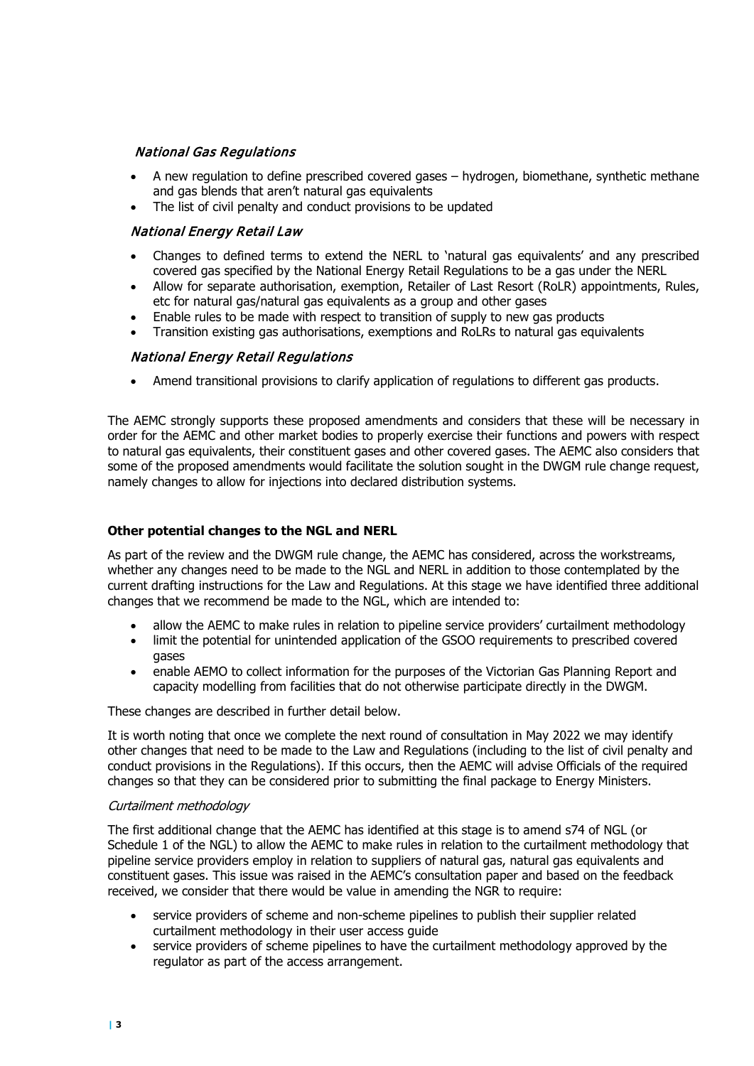*National Gas Regulations*

- A new regulation to define prescribed covered gases – hydrogen, biomethane, synthetic methane and gas blends that aren't natural gas equivalents
- The list of civil penalty and conduct provisions to be updated

*National Energy Retail Law*

- Changes to defined terms to extend the NERL to 'natural gas equivalents' and any prescribed covered gas specified by the National Energy Retail Regulations to be a gas under the NERL
- Allow for separate authorisation, exemption, Retailer of Last Resort (RoLR) appointments, Rules, etc for natural gas/natural gas equivalents as a group and other gases
- Enable rules to be made with respect to transition of supply to new gas products
- Transition existing gas authorisations, exemptions and RoLRs to natural gas equivalents

*National Energy Retail Regulations*

- Amend transitional provisions to clarify application of regulations to different gas products.

The AEMC strongly supports these proposed amendments and considers that these will be necessary in order for the AEMC and other market bodies to properly exercise their functions and powers with respect to natural gas equivalents, their constituent gases and other covered gases. The AEMC also considers that some of the proposed amendments would facilitate the solution sought in the DWGM rule change request, namely changes to allow for injections into declared distribution systems.

**Other potential changes to the NGL and NERL**

As part of the review and the DWGM rule change, the AEMC has considered, across the workstreams, whether any changes need to be made to the NGL and NERL in addition to those contemplated by the current drafting instructions for the Law and Regulations. At this stage we have identified three additional changes that we recommend be made to the NGL, which are intended to:

- allow the AEMC to make rules in relation to pipeline service providers' curtailment methodology
- limit the potential for unintended application of the GSOO requirements to prescribed covered gases
- enable AEMO to collect information for the purposes of the Victorian Gas Planning Report and capacity modelling from facilities that do not otherwise participate directly in the DWGM.

These changes are described in further detail below.

It is worth noting that once we complete the next round of consultation in May 2022 we may identify other changes that need to be made to the Law and Regulations (including to the list of civil penalty and conduct provisions in the Regulations). If this occurs, then the AEMC will advise Officials of the required changes so that they can be considered prior to submitting the final package to Energy Ministers.

*Curtailment methodology*

The first additional change that the AEMC has identified at this stage is to amend s74 of NGL (or Schedule 1 of the NGL) to allow the AEMC to make rules in relation to the curtailment methodology that pipeline service providers employ in relation to suppliers of natural gas, natural gas equivalents and constituent gases. This issue was raised in the AEMC's consultation paper and based on the feedback received, we consider that there would be value in amending the NGR to require:

- service providers of scheme and non-scheme pipelines to publish their supplier related curtailment methodology in their user access guide
- service providers of scheme pipelines to have the curtailment methodology approved by the regulator as part of the access arrangement.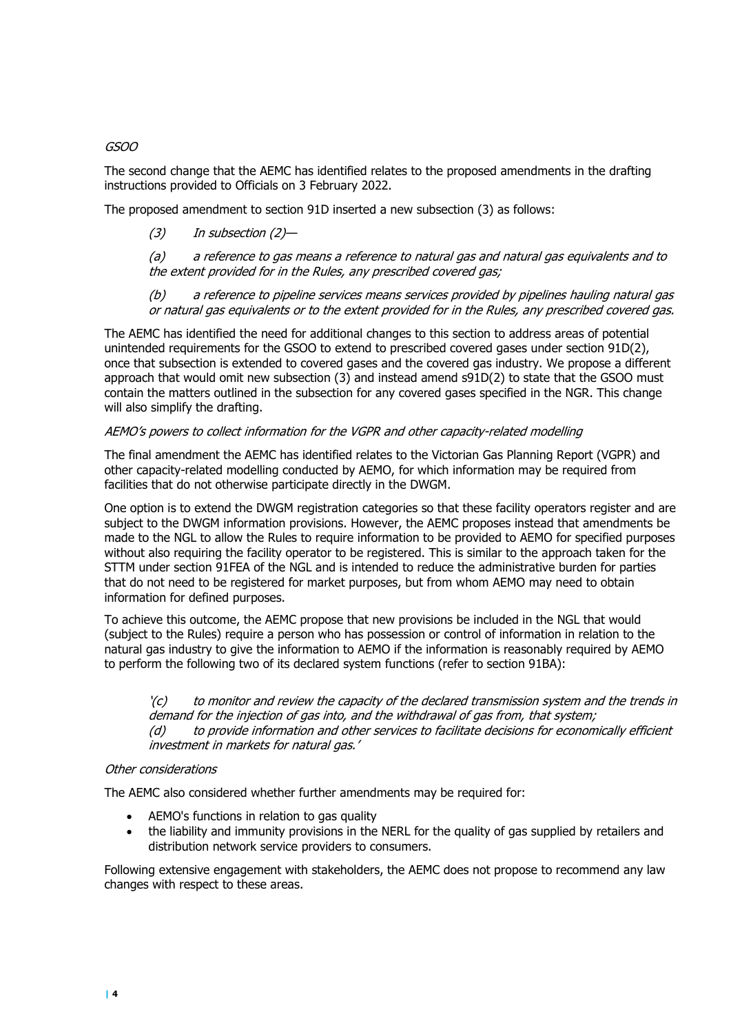*GSOO*

The second change that the AEMC has identified relates to the proposed amendments in the drafting instructions provided to Officials on 3 February 2022.

The proposed amendment to section 91D inserted a new subsection (3) as follows:

> *(3) In subsection (2)—*
>
> *(a) a reference to gas means a reference to natural gas and natural gas equivalents and to the extent provided for in the Rules, any prescribed covered gas;*
>
> *(b) a reference to pipeline services means services provided by pipelines hauling natural gas or natural gas equivalents or to the extent provided for in the Rules, any prescribed covered gas.*

The AEMC has identified the need for additional changes to this section to address areas of potential unintended requirements for the GSOO to extend to prescribed covered gases under section 91D(2), once that subsection is extended to covered gases and the covered gas industry. We propose a different approach that would omit new subsection (3) and instead amend s91D(2) to state that the GSOO must contain the matters outlined in the subsection for any covered gases specified in the NGR. This change will also simplify the drafting.

*AEMO's powers to collect information for the VGPR and other capacity-related modelling*

The final amendment the AEMC has identified relates to the Victorian Gas Planning Report (VGPR) and other capacity-related modelling conducted by AEMO, for which information may be required from facilities that do not otherwise participate directly in the DWGM.

One option is to extend the DWGM registration categories so that these facility operators register and are subject to the DWGM information provisions. However, the AEMC proposes instead that amendments be made to the NGL to allow the Rules to require information to be provided to AEMO for specified purposes without also requiring the facility operator to be registered. This is similar to the approach taken for the STTM under section 91FEA of the NGL and is intended to reduce the administrative burden for parties that do not need to be registered for market purposes, but from whom AEMO may need to obtain information for defined purposes.

To achieve this outcome, the AEMC propose that new provisions be included in the NGL that would (subject to the Rules) require a person who has possession or control of information in relation to the natural gas industry to give the information to AEMO if the information is reasonably required by AEMO to perform the following two of its declared system functions (refer to section 91BA):

> *'(c) to monitor and review the capacity of the declared transmission system and the trends in demand for the injection of gas into, and the withdrawal of gas from, that system;*
> *(d) to provide information and other services to facilitate decisions for economically efficient investment in markets for natural gas.'*

*Other considerations*

The AEMC also considered whether further amendments may be required for:

- AEMO's functions in relation to gas quality
- the liability and immunity provisions in the NERL for the quality of gas supplied by retailers and distribution network service providers to consumers.

Following extensive engagement with stakeholders, the AEMC does not propose to recommend any law changes with respect to these areas.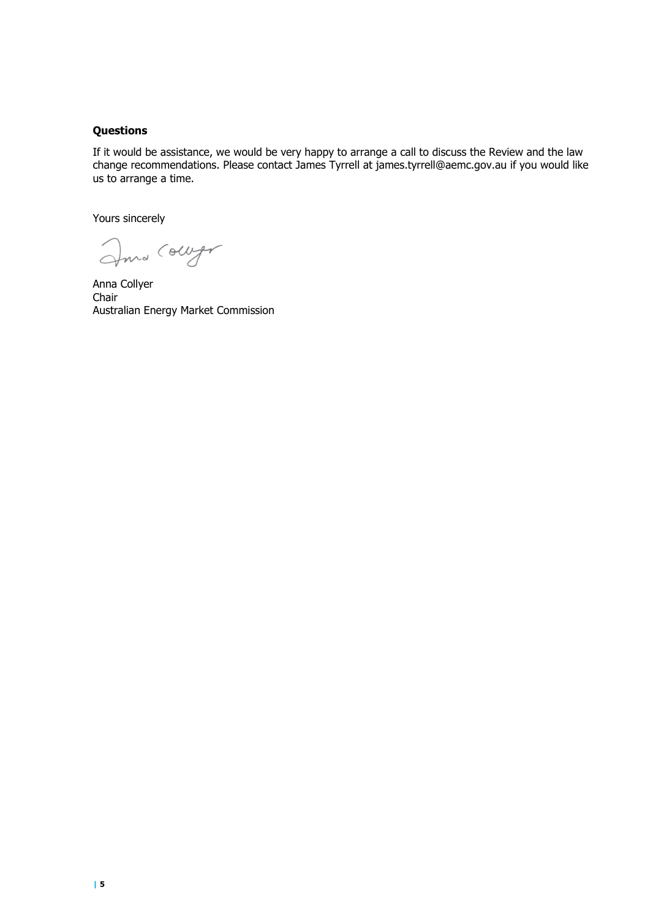**Questions**

If it would be assistance, we would be very happy to arrange a call to discuss the Review and the law change recommendations. Please contact James Tyrrell at james.tyrrell@aemc.gov.au if you would like us to arrange a time.

Yours sincerely

Anna Collyer
Chair
Australian Energy Market Commission